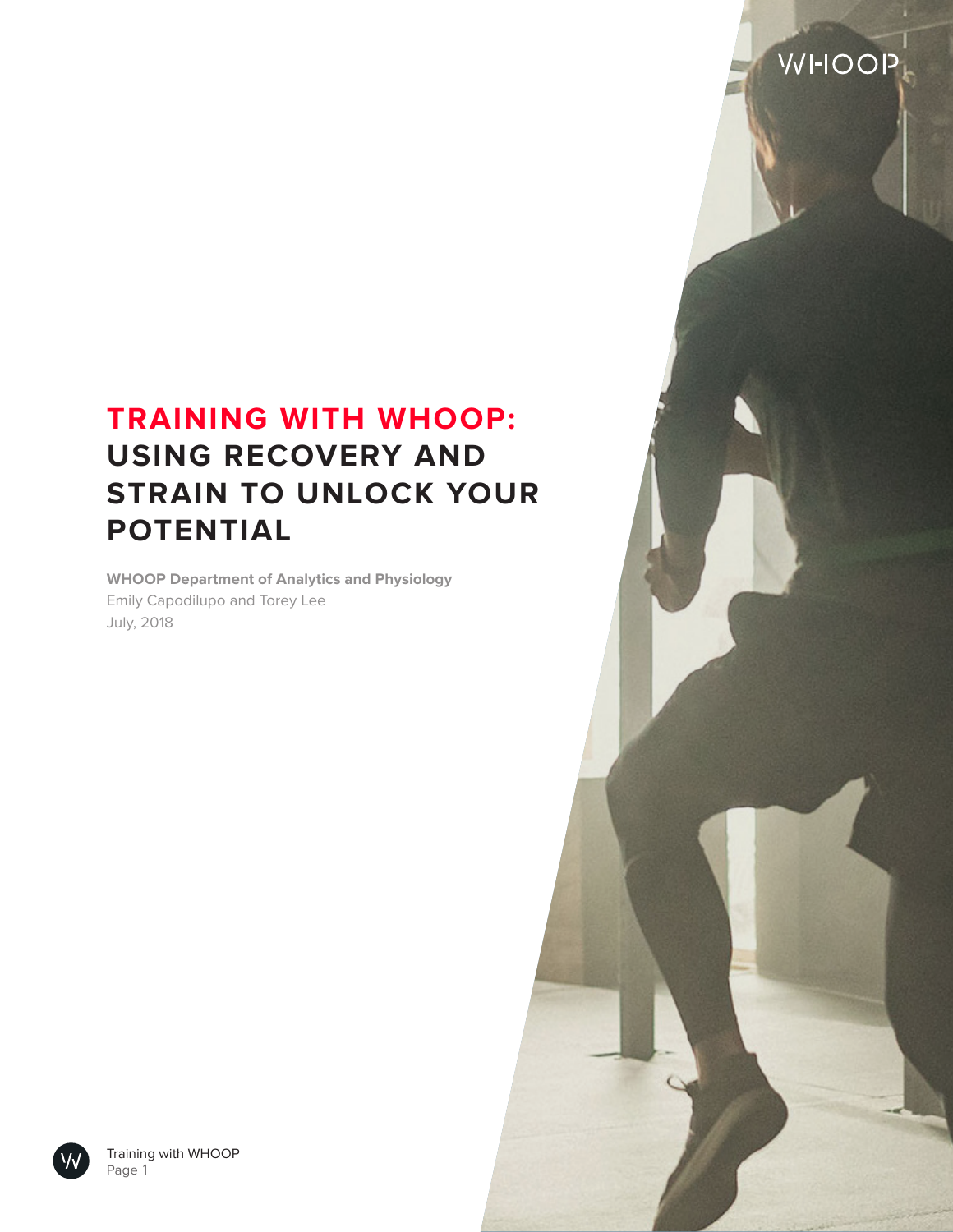# TRAINING WITH WHOOP: USING RECOVERY AND STRAIN TO UNLOCK YOUR POTENTIAL

**WHOOP Department of Analytics and Physiology**
Emily Capodilupo and Torey Lee
July, 2018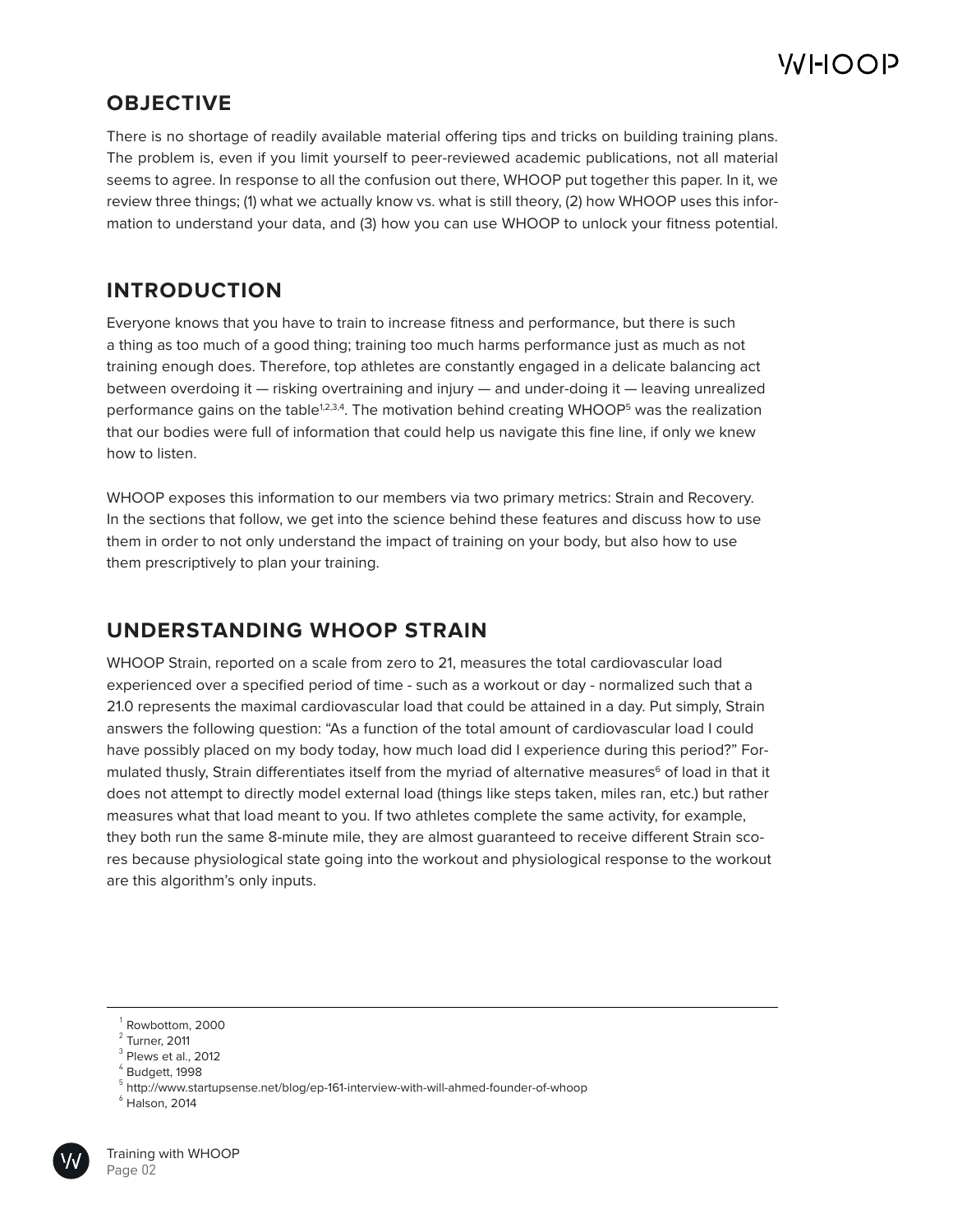## OBJECTIVE

There is no shortage of readily available material offering tips and tricks on building training plans. The problem is, even if you limit yourself to peer-reviewed academic publications, not all material seems to agree. In response to all the confusion out there, WHOOP put together this paper. In it, we review three things; (1) what we actually know vs. what is still theory, (2) how WHOOP uses this information to understand your data, and (3) how you can use WHOOP to unlock your fitness potential.

## INTRODUCTION

Everyone knows that you have to train to increase fitness and performance, but there is such a thing as too much of a good thing; training too much harms performance just as much as not training enough does. Therefore, top athletes are constantly engaged in a delicate balancing act between overdoing it — risking overtraining and injury — and under-doing it — leaving unrealized performance gains on the table[1,2,3,4]. The motivation behind creating WHOOP[5] was the realization that our bodies were full of information that could help us navigate this fine line, if only we knew how to listen.

WHOOP exposes this information to our members via two primary metrics: Strain and Recovery. In the sections that follow, we get into the science behind these features and discuss how to use them in order to not only understand the impact of training on your body, but also how to use them prescriptively to plan your training.

## UNDERSTANDING WHOOP STRAIN

WHOOP Strain, reported on a scale from zero to 21, measures the total cardiovascular load experienced over a specified period of time - such as a workout or day - normalized such that a 21.0 represents the maximal cardiovascular load that could be attained in a day. Put simply, Strain answers the following question: "As a function of the total amount of cardiovascular load I could have possibly placed on my body today, how much load did I experience during this period?" Formulated thusly, Strain differentiates itself from the myriad of alternative measures[6] of load in that it does not attempt to directly model external load (things like steps taken, miles ran, etc.) but rather measures what that load meant to you. If two athletes complete the same activity, for example, they both run the same 8-minute mile, they are almost guaranteed to receive different Strain scores because physiological state going into the workout and physiological response to the workout are this algorithm's only inputs.

---

1 Rowbottom, 2000
2 Turner, 2011
3 Plews et al., 2012
4 Budgett, 1998
5 http://www.startupsense.net/blog/ep-161-interview-with-will-ahmed-founder-of-whoop
6 Halson, 2014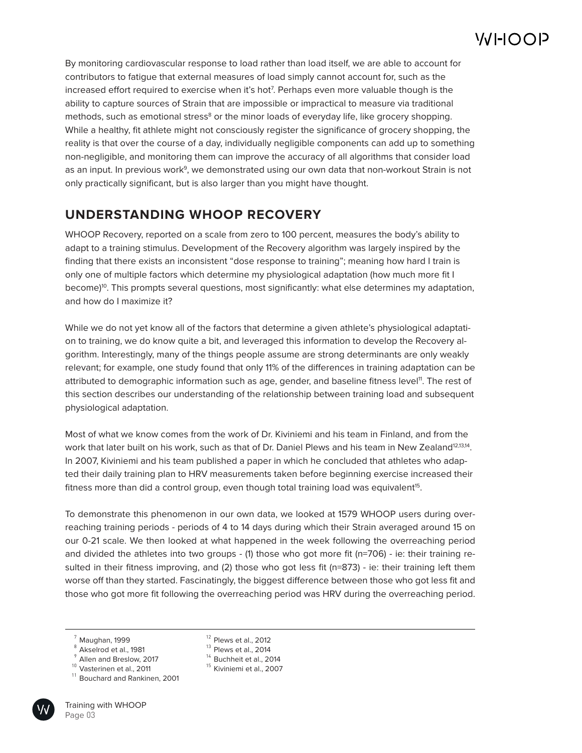By monitoring cardiovascular response to load rather than load itself, we are able to account for contributors to fatigue that external measures of load simply cannot account for, such as the increased effort required to exercise when it's hot[7]. Perhaps even more valuable though is the ability to capture sources of Strain that are impossible or impractical to measure via traditional methods, such as emotional stress[8] or the minor loads of everyday life, like grocery shopping. While a healthy, fit athlete might not consciously register the significance of grocery shopping, the reality is that over the course of a day, individually negligible components can add up to something non-negligible, and monitoring them can improve the accuracy of all algorithms that consider load as an input. In previous work[9], we demonstrated using our own data that non-workout Strain is not only practically significant, but is also larger than you might have thought.

## UNDERSTANDING WHOOP RECOVERY

WHOOP Recovery, reported on a scale from zero to 100 percent, measures the body's ability to adapt to a training stimulus. Development of the Recovery algorithm was largely inspired by the finding that there exists an inconsistent "dose response to training"; meaning how hard I train is only one of multiple factors which determine my physiological adaptation (how much more fit I become)[10]. This prompts several questions, most significantly: what else determines my adaptation, and how do I maximize it?

While we do not yet know all of the factors that determine a given athlete's physiological adaptation to training, we do know quite a bit, and leveraged this information to develop the Recovery algorithm. Interestingly, many of the things people assume are strong determinants are only weakly relevant; for example, one study found that only 11% of the differences in training adaptation can be attributed to demographic information such as age, gender, and baseline fitness level[11]. The rest of this section describes our understanding of the relationship between training load and subsequent physiological adaptation.

Most of what we know comes from the work of Dr. Kiviniemi and his team in Finland, and from the work that later built on his work, such as that of Dr. Daniel Plews and his team in New Zealand[12,13,14]. In 2007, Kiviniemi and his team published a paper in which he concluded that athletes who adapted their daily training plan to HRV measurements taken before beginning exercise increased their fitness more than did a control group, even though total training load was equivalent[15].

To demonstrate this phenomenon in our own data, we looked at 1579 WHOOP users during overreaching training periods - periods of 4 to 14 days during which their Strain averaged around 15 on our 0-21 scale. We then looked at what happened in the week following the overreaching period and divided the athletes into two groups - (1) those who got more fit (n=706) - ie: their training resulted in their fitness improving, and (2) those who got less fit (n=873) - ie: their training left them worse off than they started. Fascinatingly, the biggest difference between those who got less fit and those who got more fit following the overreaching period was HRV during the overreaching period.

---

[7] Maughan, 1999
[8] Akselrod et al., 1981
[9] Allen and Breslow, 2017
[10] Vasterinen et al., 2011
[11] Bouchard and Rankinen, 2001
[12] Plews et al., 2012
[13] Plews et al., 2014
[14] Buchheit et al., 2014
[15] Kiviniemi et al., 2007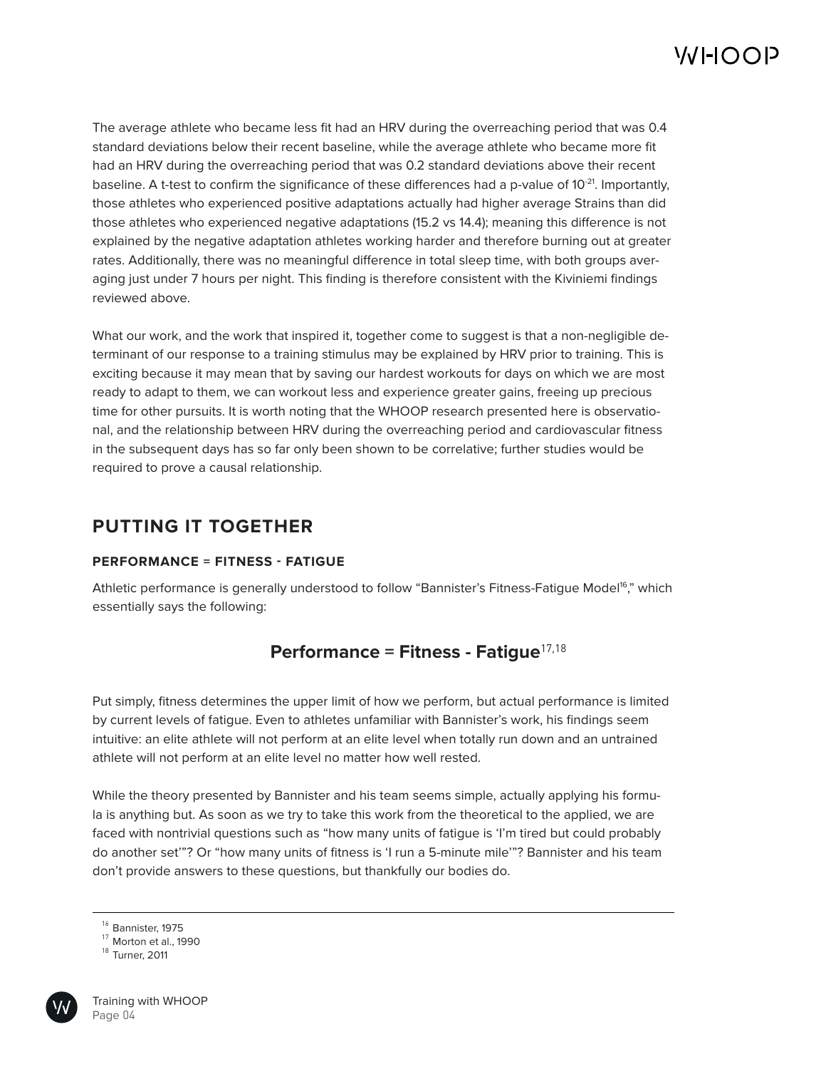The average athlete who became less fit had an HRV during the overreaching period that was 0.4 standard deviations below their recent baseline, while the average athlete who became more fit had an HRV during the overreaching period that was 0.2 standard deviations above their recent baseline. A t-test to confirm the significance of these differences had a p-value of $10^{-21}$. Importantly, those athletes who experienced positive adaptations actually had higher average Strains than did those athletes who experienced negative adaptations (15.2 vs 14.4); meaning this difference is not explained by the negative adaptation athletes working harder and therefore burning out at greater rates. Additionally, there was no meaningful difference in total sleep time, with both groups averaging just under 7 hours per night. This finding is therefore consistent with the Kiviniemi findings reviewed above.

What our work, and the work that inspired it, together come to suggest is that a non-negligible determinant of our response to a training stimulus may be explained by HRV prior to training. This is exciting because it may mean that by saving our hardest workouts for days on which we are most ready to adapt to them, we can workout less and experience greater gains, freeing up precious time for other pursuits. It is worth noting that the WHOOP research presented here is observational, and the relationship between HRV during the overreaching period and cardiovascular fitness in the subsequent days has so far only been shown to be correlative; further studies would be required to prove a causal relationship.

## PUTTING IT TOGETHER

#### PERFORMANCE = FITNESS - FATIGUE

Athletic performance is generally understood to follow "Bannister's Fitness-Fatigue Model[16]," which essentially says the following:

**Performance = Fitness - Fatigue**[17,18]

Put simply, fitness determines the upper limit of how we perform, but actual performance is limited by current levels of fatigue. Even to athletes unfamiliar with Bannister's work, his findings seem intuitive: an elite athlete will not perform at an elite level when totally run down and an untrained athlete will not perform at an elite level no matter how well rested.

While the theory presented by Bannister and his team seems simple, actually applying his formula is anything but. As soon as we try to take this work from the theoretical to the applied, we are faced with nontrivial questions such as "how many units of fatigue is 'I'm tired but could probably do another set'"? Or "how many units of fitness is 'I run a 5-minute mile'"? Bannister and his team don't provide answers to these questions, but thankfully our bodies do.

---

[16] Bannister, 1975
[17] Morton et al., 1990
[18] Turner, 2011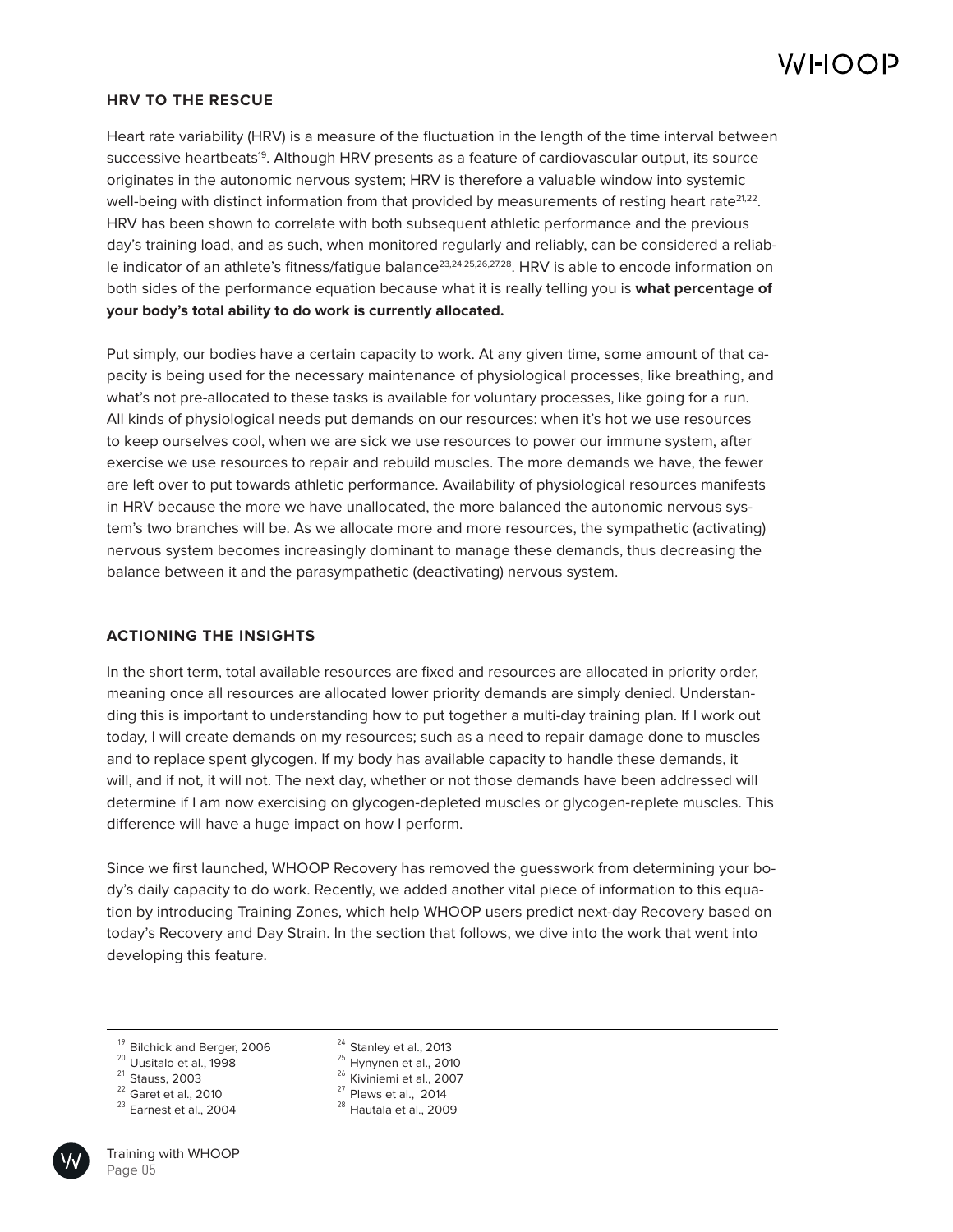## HRV TO THE RESCUE

Heart rate variability (HRV) is a measure of the fluctuation in the length of the time interval between successive heartbeats[19]. Although HRV presents as a feature of cardiovascular output, its source originates in the autonomic nervous system; HRV is therefore a valuable window into systemic well-being with distinct information from that provided by measurements of resting heart rate[21,22]. HRV has been shown to correlate with both subsequent athletic performance and the previous day's training load, and as such, when monitored regularly and reliably, can be considered a reliable indicator of an athlete's fitness/fatigue balance[23,24,25,26,27,28]. HRV is able to encode information on both sides of the performance equation because what it is really telling you is **what percentage of your body's total ability to do work is currently allocated.**

Put simply, our bodies have a certain capacity to work. At any given time, some amount of that capacity is being used for the necessary maintenance of physiological processes, like breathing, and what's not pre-allocated to these tasks is available for voluntary processes, like going for a run. All kinds of physiological needs put demands on our resources: when it's hot we use resources to keep ourselves cool, when we are sick we use resources to power our immune system, after exercise we use resources to repair and rebuild muscles. The more demands we have, the fewer are left over to put towards athletic performance. Availability of physiological resources manifests in HRV because the more we have unallocated, the more balanced the autonomic nervous system's two branches will be. As we allocate more and more resources, the sympathetic (activating) nervous system becomes increasingly dominant to manage these demands, thus decreasing the balance between it and the parasympathetic (deactivating) nervous system.

## ACTIONING THE INSIGHTS

In the short term, total available resources are fixed and resources are allocated in priority order, meaning once all resources are allocated lower priority demands are simply denied. Understanding this is important to understanding how to put together a multi-day training plan. If I work out today, I will create demands on my resources; such as a need to repair damage done to muscles and to replace spent glycogen. If my body has available capacity to handle these demands, it will, and if not, it will not. The next day, whether or not those demands have been addressed will determine if I am now exercising on glycogen-depleted muscles or glycogen-replete muscles. This difference will have a huge impact on how I perform.

Since we first launched, WHOOP Recovery has removed the guesswork from determining your body's daily capacity to do work. Recently, we added another vital piece of information to this equation by introducing Training Zones, which help WHOOP users predict next-day Recovery based on today's Recovery and Day Strain. In the section that follows, we dive into the work that went into developing this feature.

---

[19] Bilchick and Berger, 2006
[20] Uusitalo et al., 1998
[21] Stauss, 2003
[22] Garet et al., 2010
[23] Earnest et al., 2004
[24] Stanley et al., 2013
[25] Hynynen et al., 2010
[26] Kiviniemi et al., 2007
[27] Plews et al., 2014
[28] Hautala et al., 2009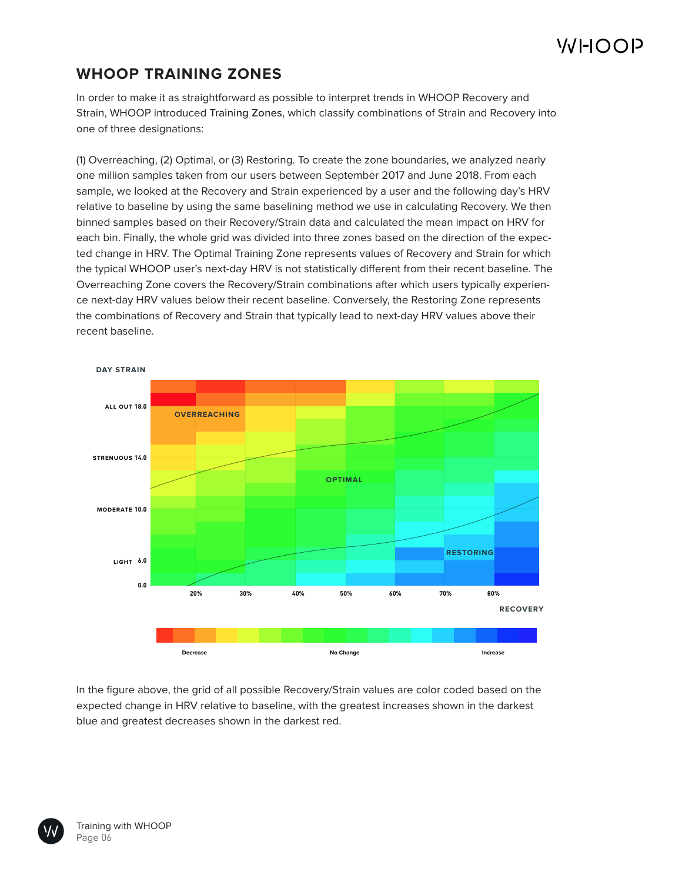## WHOOP TRAINING ZONES

In order to make it as straightforward as possible to interpret trends in WHOOP Recovery and Strain, WHOOP introduced Training Zones, which classify combinations of Strain and Recovery into one of three designations:

(1) Overreaching, (2) Optimal, or (3) Restoring. To create the zone boundaries, we analyzed nearly one million samples taken from our users between September 2017 and June 2018. From each sample, we looked at the Recovery and Strain experienced by a user and the following day's HRV relative to baseline by using the same baselining method we use in calculating Recovery. We then binned samples based on their Recovery/Strain data and calculated the mean impact on HRV for each bin. Finally, the whole grid was divided into three zones based on the direction of the expected change in HRV. The Optimal Training Zone represents values of Recovery and Strain for which the typical WHOOP user's next-day HRV is not statistically different from their recent baseline. The Overreaching Zone covers the Recovery/Strain combinations after which users typically experience next-day HRV values below their recent baseline. Conversely, the Restoring Zone represents the combinations of Recovery and Strain that typically lead to next-day HRV values above their recent baseline.

In the figure above, the grid of all possible Recovery/Strain values are color coded based on the expected change in HRV relative to baseline, with the greatest increases shown in the darkest blue and greatest decreases shown in the darkest red.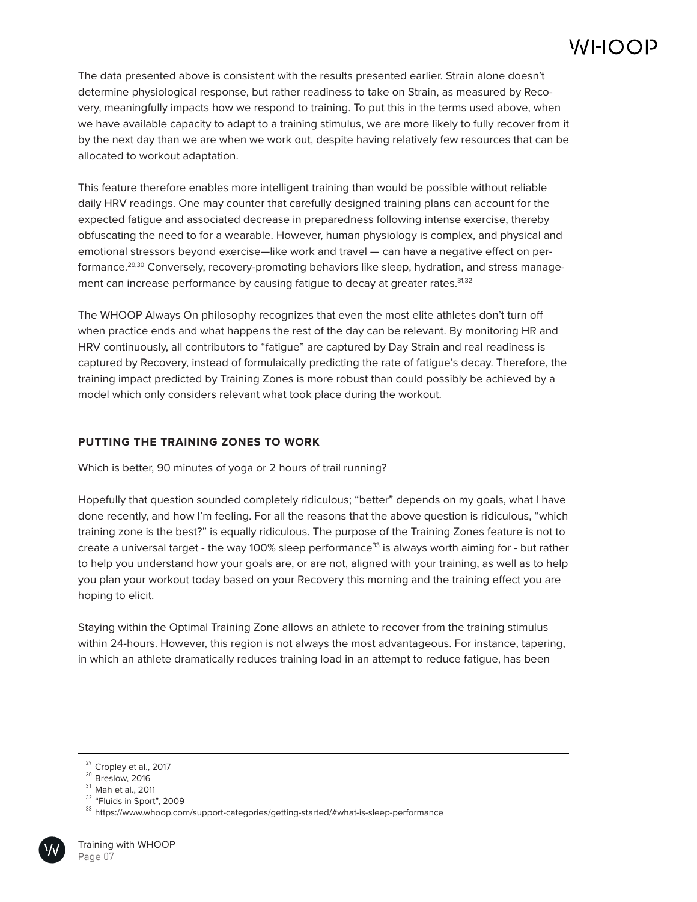The data presented above is consistent with the results presented earlier. Strain alone doesn't determine physiological response, but rather readiness to take on Strain, as measured by Recovery, meaningfully impacts how we respond to training. To put this in the terms used above, when we have available capacity to adapt to a training stimulus, we are more likely to fully recover from it by the next day than we are when we work out, despite having relatively few resources that can be allocated to workout adaptation.

This feature therefore enables more intelligent training than would be possible without reliable daily HRV readings. One may counter that carefully designed training plans can account for the expected fatigue and associated decrease in preparedness following intense exercise, thereby obfuscating the need to for a wearable. However, human physiology is complex, and physical and emotional stressors beyond exercise—like work and travel — can have a negative effect on performance.[29,30] Conversely, recovery-promoting behaviors like sleep, hydration, and stress management can increase performance by causing fatigue to decay at greater rates.[31,32]

The WHOOP Always On philosophy recognizes that even the most elite athletes don't turn off when practice ends and what happens the rest of the day can be relevant. By monitoring HR and HRV continuously, all contributors to "fatigue" are captured by Day Strain and real readiness is captured by Recovery, instead of formulaically predicting the rate of fatigue's decay. Therefore, the training impact predicted by Training Zones is more robust than could possibly be achieved by a model which only considers relevant what took place during the workout.

## PUTTING THE TRAINING ZONES TO WORK

Which is better, 90 minutes of yoga or 2 hours of trail running?

Hopefully that question sounded completely ridiculous; "better" depends on my goals, what I have done recently, and how I'm feeling. For all the reasons that the above question is ridiculous, "which training zone is the best?" is equally ridiculous. The purpose of the Training Zones feature is not to create a universal target - the way 100% sleep performance[33] is always worth aiming for - but rather to help you understand how your goals are, or are not, aligned with your training, as well as to help you plan your workout today based on your Recovery this morning and the training effect you are hoping to elicit.

Staying within the Optimal Training Zone allows an athlete to recover from the training stimulus within 24-hours. However, this region is not always the most advantageous. For instance, tapering, in which an athlete dramatically reduces training load in an attempt to reduce fatigue, has been

---

[29] Cropley et al., 2017
[30] Breslow, 2016
[31] Mah et al., 2011
[32] "Fluids in Sport", 2009
[33] https://www.whoop.com/support-categories/getting-started/#what-is-sleep-performance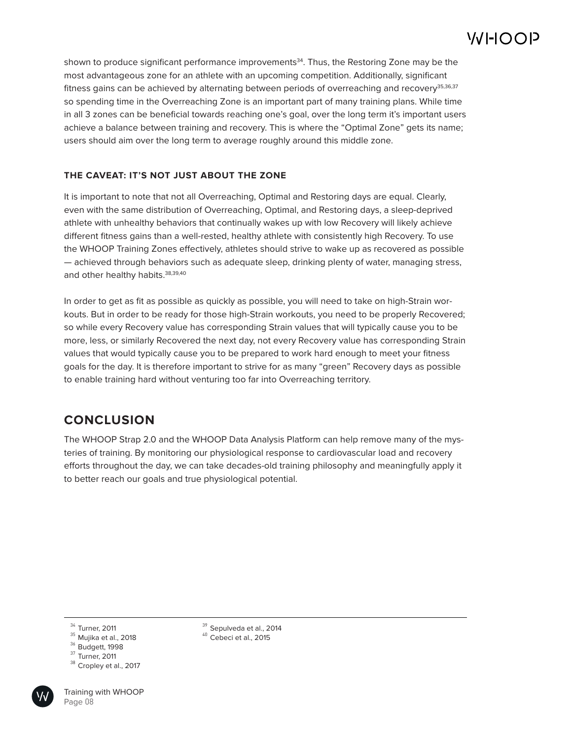shown to produce significant performance improvements[34]. Thus, the Restoring Zone may be the most advantageous zone for an athlete with an upcoming competition. Additionally, significant fitness gains can be achieved by alternating between periods of overreaching and recovery[35,36,37] so spending time in the Overreaching Zone is an important part of many training plans. While time in all 3 zones can be beneficial towards reaching one's goal, over the long term it's important users achieve a balance between training and recovery. This is where the "Optimal Zone" gets its name; users should aim over the long term to average roughly around this middle zone.

### THE CAVEAT: IT'S NOT JUST ABOUT THE ZONE

It is important to note that not all Overreaching, Optimal and Restoring days are equal. Clearly, even with the same distribution of Overreaching, Optimal, and Restoring days, a sleep-deprived athlete with unhealthy behaviors that continually wakes up with low Recovery will likely achieve different fitness gains than a well-rested, healthy athlete with consistently high Recovery. To use the WHOOP Training Zones effectively, athletes should strive to wake up as recovered as possible — achieved through behaviors such as adequate sleep, drinking plenty of water, managing stress, and other healthy habits.[38,39,40]

In order to get as fit as possible as quickly as possible, you will need to take on high-Strain workouts. But in order to be ready for those high-Strain workouts, you need to be properly Recovered; so while every Recovery value has corresponding Strain values that will typically cause you to be more, less, or similarly Recovered the next day, not every Recovery value has corresponding Strain values that would typically cause you to be prepared to work hard enough to meet your fitness goals for the day. It is therefore important to strive for as many "green" Recovery days as possible to enable training hard without venturing too far into Overreaching territory.

## CONCLUSION

The WHOOP Strap 2.0 and the WHOOP Data Analysis Platform can help remove many of the mysteries of training. By monitoring our physiological response to cardiovascular load and recovery efforts throughout the day, we can take decades-old training philosophy and meaningfully apply it to better reach our goals and true physiological potential.

---

[34] Turner, 2011
[35] Mujika et al., 2018
[36] Budgett, 1998
[37] Turner, 2011
[38] Cropley et al., 2017
[39] Sepulveda et al., 2014
[40] Cebeci et al., 2015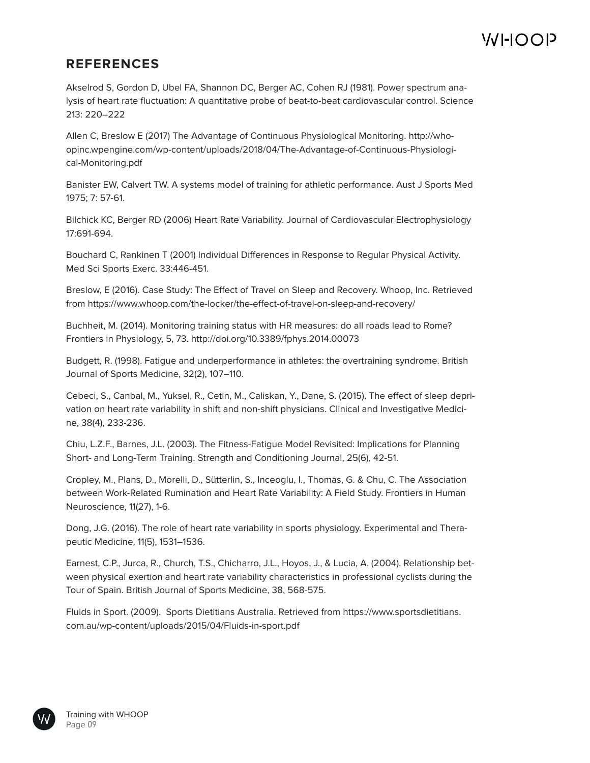## REFERENCES

Akselrod S, Gordon D, Ubel FA, Shannon DC, Berger AC, Cohen RJ (1981). Power spectrum analysis of heart rate fluctuation: A quantitative probe of beat-to-beat cardiovascular control. Science 213: 220–222

Allen C, Breslow E (2017) The Advantage of Continuous Physiological Monitoring. http://whoopinc.wpengine.com/wp-content/uploads/2018/04/The-Advantage-of-Continuous-Physiological-Monitoring.pdf

Banister EW, Calvert TW. A systems model of training for athletic performance. Aust J Sports Med 1975; 7: 57-61.

Bilchick KC, Berger RD (2006) Heart Rate Variability. Journal of Cardiovascular Electrophysiology 17:691-694.

Bouchard C, Rankinen T (2001) Individual Differences in Response to Regular Physical Activity. Med Sci Sports Exerc. 33:446-451.

Breslow, E (2016). Case Study: The Effect of Travel on Sleep and Recovery. Whoop, Inc. Retrieved from https://www.whoop.com/the-locker/the-effect-of-travel-on-sleep-and-recovery/

Buchheit, M. (2014). Monitoring training status with HR measures: do all roads lead to Rome? Frontiers in Physiology, 5, 73. http://doi.org/10.3389/fphys.2014.00073

Budgett, R. (1998). Fatigue and underperformance in athletes: the overtraining syndrome. British Journal of Sports Medicine, 32(2), 107–110.

Cebeci, S., Canbal, M., Yuksel, R., Cetin, M., Caliskan, Y., Dane, S. (2015). The effect of sleep deprivation on heart rate variability in shift and non-shift physicians. Clinical and Investigative Medicine, 38(4), 233-236.

Chiu, L.Z.F., Barnes, J.L. (2003). The Fitness-Fatigue Model Revisited: Implications for Planning Short- and Long-Term Training. Strength and Conditioning Journal, 25(6), 42-51.

Cropley, M., Plans, D., Morelli, D., Sütterlin, S., Inceoglu, I., Thomas, G. & Chu, C. The Association between Work-Related Rumination and Heart Rate Variability: A Field Study. Frontiers in Human Neuroscience, 11(27), 1-6.

Dong, J.G. (2016). The role of heart rate variability in sports physiology. Experimental and Therapeutic Medicine, 11(5), 1531–1536.

Earnest, C.P., Jurca, R., Church, T.S., Chicharro, J.L., Hoyos, J., & Lucia, A. (2004). Relationship between physical exertion and heart rate variability characteristics in professional cyclists during the Tour of Spain. British Journal of Sports Medicine, 38, 568-575.

Fluids in Sport. (2009). Sports Dietitians Australia. Retrieved from https://www.sportsdietitians.com.au/wp-content/uploads/2015/04/Fluids-in-sport.pdf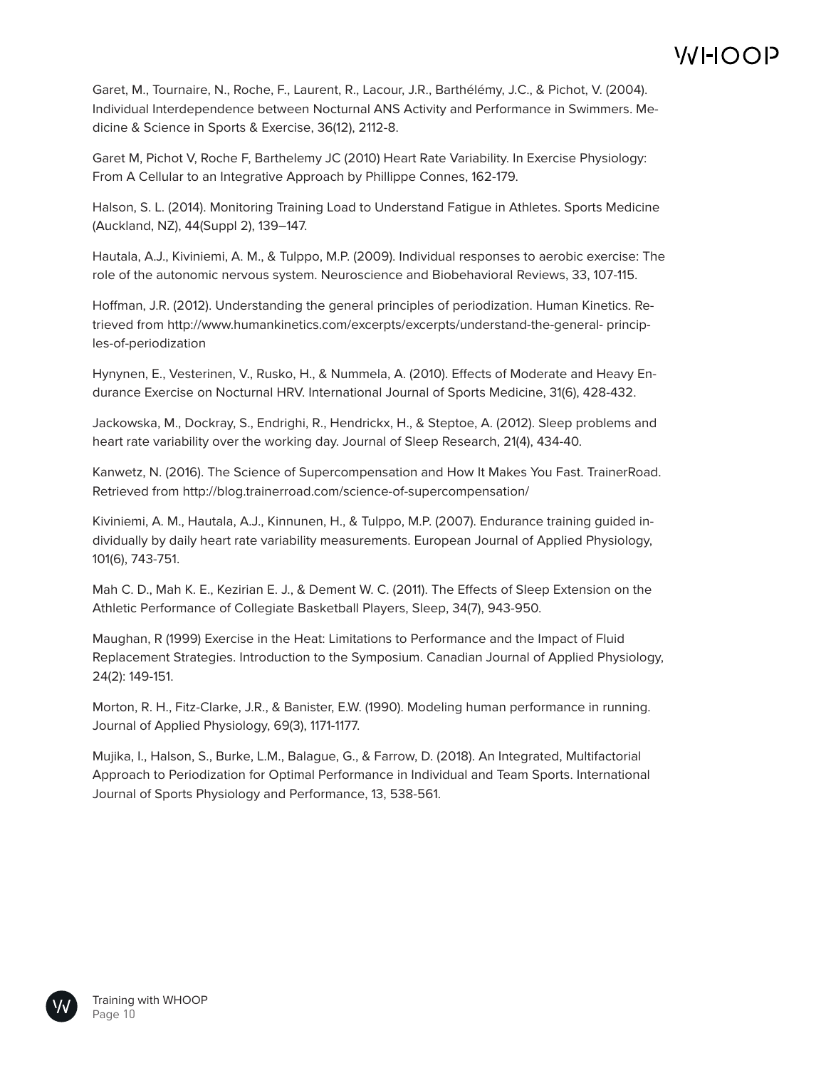Garet, M., Tournaire, N., Roche, F., Laurent, R., Lacour, J.R., Barthélémy, J.C., & Pichot, V. (2004). Individual Interdependence between Nocturnal ANS Activity and Performance in Swimmers. Medicine & Science in Sports & Exercise, 36(12), 2112-8.

Garet M, Pichot V, Roche F, Barthelemy JC (2010) Heart Rate Variability. In Exercise Physiology: From A Cellular to an Integrative Approach by Phillippe Connes, 162-179.

Halson, S. L. (2014). Monitoring Training Load to Understand Fatigue in Athletes. Sports Medicine (Auckland, NZ), 44(Suppl 2), 139–147.

Hautala, A.J., Kiviniemi, A. M., & Tulppo, M.P. (2009). Individual responses to aerobic exercise: The role of the autonomic nervous system. Neuroscience and Biobehavioral Reviews, 33, 107-115.

Hoffman, J.R. (2012). Understanding the general principles of periodization. Human Kinetics. Retrieved from http://www.humankinetics.com/excerpts/excerpts/understand-the-general- principles-of-periodization

Hynynen, E., Vesterinen, V., Rusko, H., & Nummela, A. (2010). Effects of Moderate and Heavy Endurance Exercise on Nocturnal HRV. International Journal of Sports Medicine, 31(6), 428-432.

Jackowska, M., Dockray, S., Endrighi, R., Hendrickx, H., & Steptoe, A. (2012). Sleep problems and heart rate variability over the working day. Journal of Sleep Research, 21(4), 434-40.

Kanwetz, N. (2016). The Science of Supercompensation and How It Makes You Fast. TrainerRoad. Retrieved from http://blog.trainerroad.com/science-of-supercompensation/

Kiviniemi, A. M., Hautala, A.J., Kinnunen, H., & Tulppo, M.P. (2007). Endurance training guided individually by daily heart rate variability measurements. European Journal of Applied Physiology, 101(6), 743-751.

Mah C. D., Mah K. E., Kezirian E. J., & Dement W. C. (2011). The Effects of Sleep Extension on the Athletic Performance of Collegiate Basketball Players, Sleep, 34(7), 943-950.

Maughan, R (1999) Exercise in the Heat: Limitations to Performance and the Impact of Fluid Replacement Strategies. Introduction to the Symposium. Canadian Journal of Applied Physiology, 24(2): 149-151.

Morton, R. H., Fitz-Clarke, J.R., & Banister, E.W. (1990). Modeling human performance in running. Journal of Applied Physiology, 69(3), 1171-1177.

Mujika, I., Halson, S., Burke, L.M., Balague, G., & Farrow, D. (2018). An Integrated, Multifactorial Approach to Periodization for Optimal Performance in Individual and Team Sports. International Journal of Sports Physiology and Performance, 13, 538-561.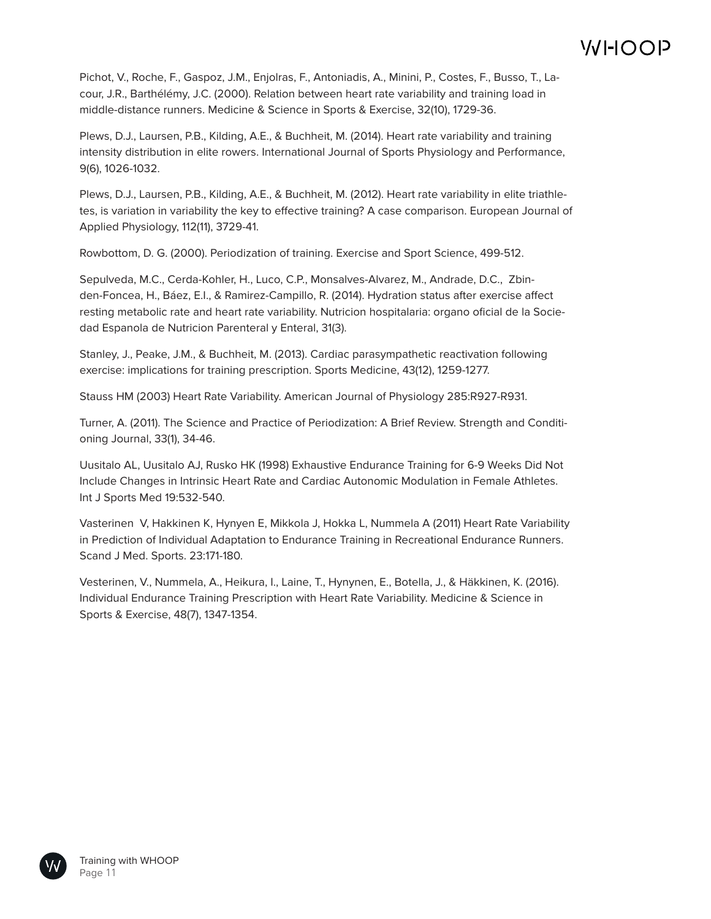Pichot, V., Roche, F., Gaspoz, J.M., Enjolras, F., Antoniadis, A., Minini, P., Costes, F., Busso, T., Lacour, J.R., Barthélémy, J.C. (2000). Relation between heart rate variability and training load in middle-distance runners. Medicine & Science in Sports & Exercise, 32(10), 1729-36.

Plews, D.J., Laursen, P.B., Kilding, A.E., & Buchheit, M. (2014). Heart rate variability and training intensity distribution in elite rowers. International Journal of Sports Physiology and Performance, 9(6), 1026-1032.

Plews, D.J., Laursen, P.B., Kilding, A.E., & Buchheit, M. (2012). Heart rate variability in elite triathletes, is variation in variability the key to effective training? A case comparison. European Journal of Applied Physiology, 112(11), 3729-41.

Rowbottom, D. G. (2000). Periodization of training. Exercise and Sport Science, 499-512.

Sepulveda, M.C., Cerda-Kohler, H., Luco, C.P., Monsalves-Alvarez, M., Andrade, D.C., Zbinden-Foncea, H., Báez, E.I., & Ramirez-Campillo, R. (2014). Hydration status after exercise affect resting metabolic rate and heart rate variability. Nutricion hospitalaria: organo oficial de la Sociedad Espanola de Nutricion Parenteral y Enteral, 31(3).

Stanley, J., Peake, J.M., & Buchheit, M. (2013). Cardiac parasympathetic reactivation following exercise: implications for training prescription. Sports Medicine, 43(12), 1259-1277.

Stauss HM (2003) Heart Rate Variability. American Journal of Physiology 285:R927-R931.

Turner, A. (2011). The Science and Practice of Periodization: A Brief Review. Strength and Conditioning Journal, 33(1), 34-46.

Uusitalo AL, Uusitalo AJ, Rusko HK (1998) Exhaustive Endurance Training for 6-9 Weeks Did Not Include Changes in Intrinsic Heart Rate and Cardiac Autonomic Modulation in Female Athletes. Int J Sports Med 19:532-540.

Vasterinen V, Hakkinen K, Hynyen E, Mikkola J, Hokka L, Nummela A (2011) Heart Rate Variability in Prediction of Individual Adaptation to Endurance Training in Recreational Endurance Runners. Scand J Med. Sports. 23:171-180.

Vesterinen, V., Nummela, A., Heikura, I., Laine, T., Hynynen, E., Botella, J., & Häkkinen, K. (2016). Individual Endurance Training Prescription with Heart Rate Variability. Medicine & Science in Sports & Exercise, 48(7), 1347-1354.